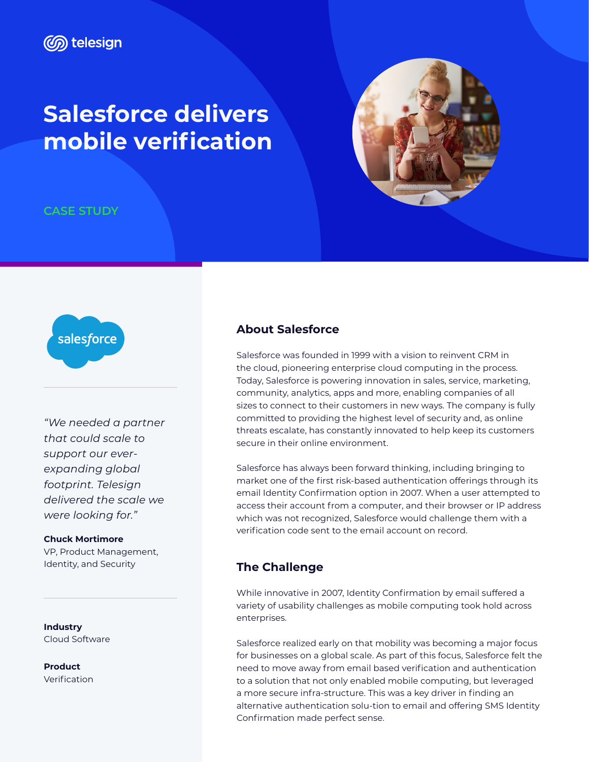telesign

# Salesforce delivers mobile verification

CASE STUDY

salesforce

*"We needed a partner that could scale to support our ever-expanding global footprint. Telesign delivered the scale we were looking for."*

**Chuck Mortimore**
VP, Product Management, Identity, and Security

**Industry**
Cloud Software

**Product**
Verification

## About Salesforce

Salesforce was founded in 1999 with a vision to reinvent CRM in the cloud, pioneering enterprise cloud computing in the process. Today, Salesforce is powering innovation in sales, service, marketing, community, analytics, apps and more, enabling companies of all sizes to connect to their customers in new ways. The company is fully committed to providing the highest level of security and, as online threats escalate, has constantly innovated to help keep its customers secure in their online environment.

Salesforce has always been forward thinking, including bringing to market one of the first risk-based authentication offerings through its email Identity Confirmation option in 2007. When a user attempted to access their account from a computer, and their browser or IP address which was not recognized, Salesforce would challenge them with a verification code sent to the email account on record.

## The Challenge

While innovative in 2007, Identity Confirmation by email suffered a variety of usability challenges as mobile computing took hold across enterprises.

Salesforce realized early on that mobility was becoming a major focus for businesses on a global scale. As part of this focus, Salesforce felt the need to move away from email based verification and authentication to a solution that not only enabled mobile computing, but leveraged a more secure infra-structure. This was a key driver in finding an alternative authentication solu-tion to email and offering SMS Identity Confirmation made perfect sense.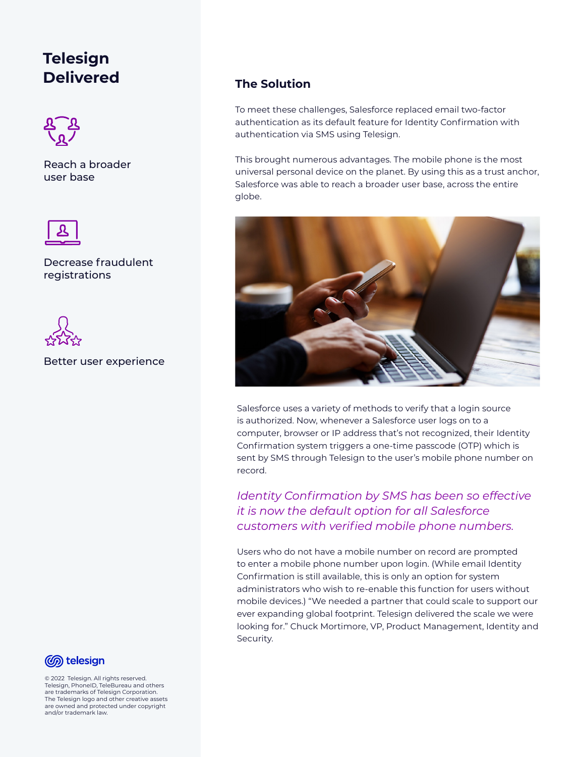## Telesign Delivered

Reach a broader user base

Decrease fraudulent registrations

Better user experience

## The Solution

To meet these challenges, Salesforce replaced email two-factor authentication as its default feature for Identity Confirmation with authentication via SMS using Telesign.

This brought numerous advantages. The mobile phone is the most universal personal device on the planet. By using this as a trust anchor, Salesforce was able to reach a broader user base, across the entire globe.

Salesforce uses a variety of methods to verify that a login source is authorized. Now, whenever a Salesforce user logs on to a computer, browser or IP address that's not recognized, their Identity Confirmation system triggers a one-time passcode (OTP) which is sent by SMS through Telesign to the user's mobile phone number on record.

*Identity Confirmation by SMS has been so effective it is now the default option for all Salesforce customers with verified mobile phone numbers.*

Users who do not have a mobile number on record are prompted to enter a mobile phone number upon login. (While email Identity Confirmation is still available, this is only an option for system administrators who wish to re-enable this function for users without mobile devices.) "We needed a partner that could scale to support our ever expanding global footprint. Telesign delivered the scale we were looking for." Chuck Mortimore, VP, Product Management, Identity and Security.

telesign

© 2022 Telesign. All rights reserved. Telesign, PhoneID, TeleBureau and others are trademarks of Telesign Corporation. The Telesign logo and other creative assets are owned and protected under copyright and/or trademark law.